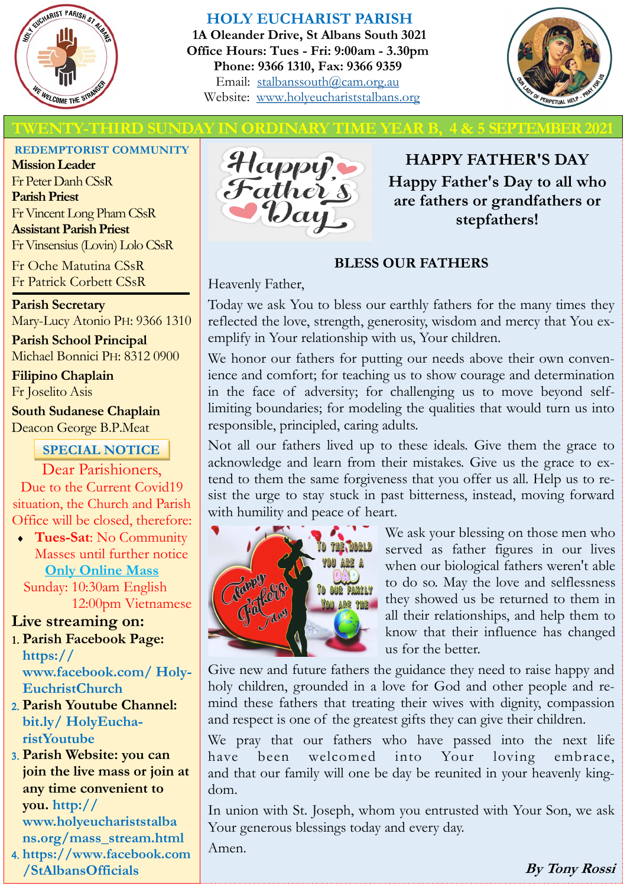# HOLY EUCHARIST PARISH

**1A Oleander Drive, St Albans South 3021**
**Office Hours: Tues - Fri: 9:00am - 3.30pm**
**Phone: 9366 1310, Fax: 9366 9359**
Email: stalbanssouth@cam.org.au
Website: www.holyeuchariststalbans.org

## TWENTY-THIRD SUNDAY IN ORDINARY TIME YEAR B, 4 & 5 SEPTEMBER 2021

**REDEMPTORIST COMMUNITY**

**Mission Leader**
Fr Peter Danh CSsR

**Parish Priest**
Fr Vincent Long Pham CSsR

**Assistant Parish Priest**
Fr Vinsensius (Lovin) Lolo CSsR

Fr Oche Matutina CSsR
Fr Patrick Corbett CSsR

**Parish Secretary**
Mary-Lucy Atonio PH: 9366 1310

**Parish School Principal**
Michael Bonnici PH: 8312 0900

**Filipino Chaplain**
Fr Joselito Asis

**South Sudanese Chaplain**
Deacon George B.P.Meat

**SPECIAL NOTICE**

Dear Parishioners,
Due to the Current Covid19 situation, the Church and Parish Office will be closed, therefore:

- **Tues-Sat**: No Community Masses until further notice

**Only Online Mass**
Sunday: 10:30am English
12:00pm Vietnamese

**Live streaming on:**

1. **Parish Facebook Page: https://www.facebook.com/ HolyEuchristChurch**
2. **Parish Youtube Channel: bit.ly/ HolyEucharistYoutube**
3. **Parish Website: you can join the live mass or join at any time convenient to you. http://www.holyeucharistalbans.org/mass_stream.html**
4. **https://www.facebook.com/StAlbansOfficials**

## HAPPY FATHER'S DAY

**Happy Father's Day to all who are fathers or grandfathers or stepfathers!**

### BLESS OUR FATHERS

Heavenly Father,

Today we ask You to bless our earthly fathers for the many times they reflected the love, strength, generosity, wisdom and mercy that You exemplify in Your relationship with us, Your children.

We honor our fathers for putting our needs above their own convenience and comfort; for teaching us to show courage and determination in the face of adversity; for challenging us to move beyond self-limiting boundaries; for modeling the qualities that would turn us into responsible, principled, caring adults.

Not all our fathers lived up to these ideals. Give them the grace to acknowledge and learn from their mistakes. Give us the grace to extend to them the same forgiveness that you offer us all. Help us to resist the urge to stay stuck in past bitterness, instead, moving forward with humility and peace of heart.

We ask your blessing on those men who served as father figures in our lives when our biological fathers weren't able to do so. May the love and selflessness they showed us be returned to them in all their relationships, and help them to know that their influence has changed us for the better.

Give new and future fathers the guidance they need to raise happy and holy children, grounded in a love for God and other people and remind these fathers that treating their wives with dignity, compassion and respect is one of the greatest gifts they can give their children.

We pray that our fathers who have passed into the next life have been welcomed into Your loving embrace, and that our family will one be day be reunited in your heavenly kingdom.

In union with St. Joseph, whom you entrusted with Your Son, we ask Your generous blessings today and every day.

Amen.

***By Tony Rossi***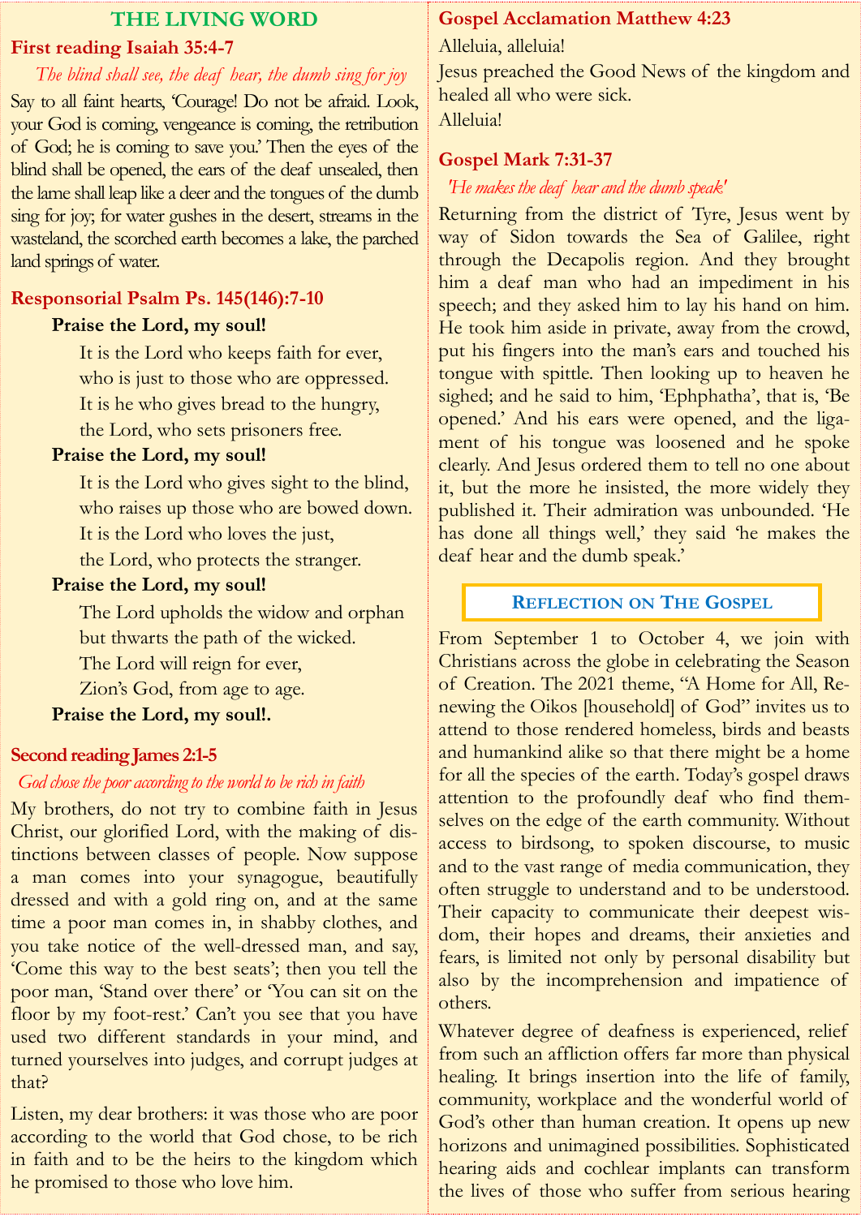# THE LIVING WORD

## First reading Isaiah 35:4-7

*The blind shall see, the deaf hear, the dumb sing for joy*

Say to all faint hearts, 'Courage! Do not be afraid. Look, your God is coming, vengeance is coming, the retribution of God; he is coming to save you.' Then the eyes of the blind shall be opened, the ears of the deaf unsealed, then the lame shall leap like a deer and the tongues of the dumb sing for joy; for water gushes in the desert, streams in the wasteland, the scorched earth becomes a lake, the parched land springs of water.

## Responsorial Psalm Ps. 145(146):7-10

**Praise the Lord, my soul!**

It is the Lord who keeps faith for ever,
who is just to those who are oppressed.
It is he who gives bread to the hungry,
the Lord, who sets prisoners free.

**Praise the Lord, my soul!**

It is the Lord who gives sight to the blind,
who raises up those who are bowed down.
It is the Lord who loves the just,
the Lord, who protects the stranger.

**Praise the Lord, my soul!**

The Lord upholds the widow and orphan
but thwarts the path of the wicked.
The Lord will reign for ever,
Zion's God, from age to age.

**Praise the Lord, my soul!.**

## Second reading James 2:1-5

*God chose the poor according to the world to be rich in faith*

My brothers, do not try to combine faith in Jesus Christ, our glorified Lord, with the making of distinctions between classes of people. Now suppose a man comes into your synagogue, beautifully dressed and with a gold ring on, and at the same time a poor man comes in, in shabby clothes, and you take notice of the well-dressed man, and say, 'Come this way to the best seats'; then you tell the poor man, 'Stand over there' or 'You can sit on the floor by my foot-rest.' Can't you see that you have used two different standards in your mind, and turned yourselves into judges, and corrupt judges at that?

Listen, my dear brothers: it was those who are poor according to the world that God chose, to be rich in faith and to be the heirs to the kingdom which he promised to those who love him.

## Gospel Acclamation Matthew 4:23

Alleluia, alleluia!
Jesus preached the Good News of the kingdom and healed all who were sick.
Alleluia!

## Gospel Mark 7:31-37

*'He makes the deaf hear and the dumb speak.'*

Returning from the district of Tyre, Jesus went by way of Sidon towards the Sea of Galilee, right through the Decapolis region. And they brought him a deaf man who had an impediment in his speech; and they asked him to lay his hand on him. He took him aside in private, away from the crowd, put his fingers into the man's ears and touched his tongue with spittle. Then looking up to heaven he sighed; and he said to him, 'Ephphatha', that is, 'Be opened.' And his ears were opened, and the ligament of his tongue was loosened and he spoke clearly. And Jesus ordered them to tell no one about it, but the more he insisted, the more widely they published it. Their admiration was unbounded. 'He has done all things well,' they said 'he makes the deaf hear and the dumb speak.'

## Reflection on The Gospel

From September 1 to October 4, we join with Christians across the globe in celebrating the Season of Creation. The 2021 theme, "A Home for All, Renewing the Oikos [household] of God" invites us to attend to those rendered homeless, birds and beasts and humankind alike so that there might be a home for all the species of the earth. Today's gospel draws attention to the profoundly deaf who find themselves on the edge of the earth community. Without access to birdsong, to spoken discourse, to music and to the vast range of media communication, they often struggle to understand and to be understood. Their capacity to communicate their deepest wisdom, their hopes and dreams, their anxieties and fears, is limited not only by personal disability but also by the incomprehension and impatience of others.

Whatever degree of deafness is experienced, relief from such an affliction offers far more than physical healing. It brings insertion into the life of family, community, workplace and the wonderful world of God's other than human creation. It opens up new horizons and unimagined possibilities. Sophisticated hearing aids and cochlear implants can transform the lives of those who suffer from serious hearing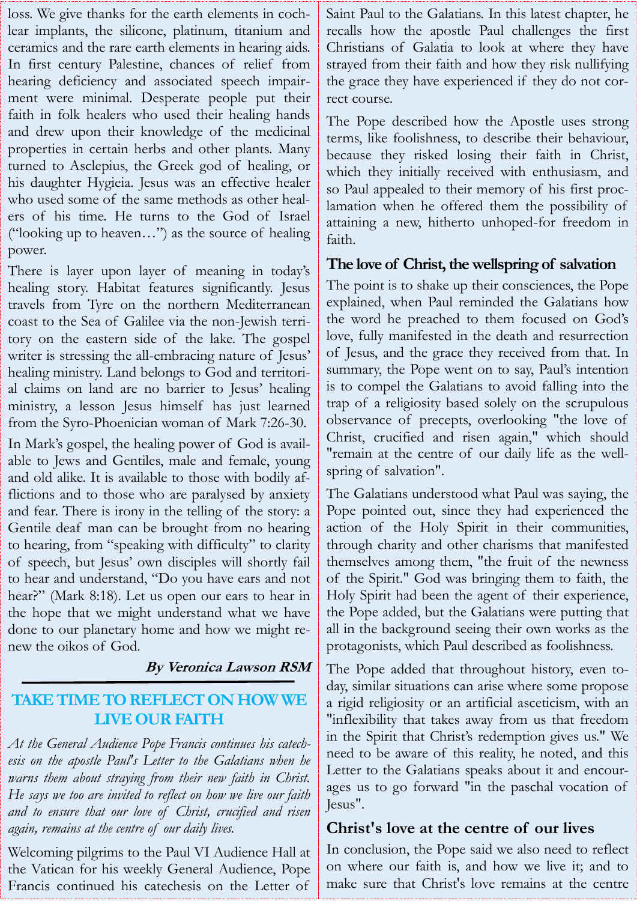loss. We give thanks for the earth elements in cochlear implants, the silicone, platinum, titanium and ceramics and the rare earth elements in hearing aids. In first century Palestine, chances of relief from hearing deficiency and associated speech impairment were minimal. Desperate people put their faith in folk healers who used their healing hands and drew upon their knowledge of the medicinal properties in certain herbs and other plants. Many turned to Asclepius, the Greek god of healing, or his daughter Hygieia. Jesus was an effective healer who used some of the same methods as other healers of his time. He turns to the God of Israel ("looking up to heaven…") as the source of healing power.

There is layer upon layer of meaning in today's healing story. Habitat features significantly. Jesus travels from Tyre on the northern Mediterranean coast to the Sea of Galilee via the non-Jewish territory on the eastern side of the lake. The gospel writer is stressing the all-embracing nature of Jesus' healing ministry. Land belongs to God and territorial claims on land are no barrier to Jesus' healing ministry, a lesson Jesus himself has just learned from the Syro-Phoenician woman of Mark 7:26-30.

In Mark's gospel, the healing power of God is available to Jews and Gentiles, male and female, young and old alike. It is available to those with bodily afflictions and to those who are paralysed by anxiety and fear. There is irony in the telling of the story: a Gentile deaf man can be brought from no hearing to hearing, from "speaking with difficulty" to clarity of speech, but Jesus' own disciples will shortly fail to hear and understand, "Do you have ears and not hear?" (Mark 8:18). Let us open our ears to hear in the hope that we might understand what we have done to our planetary home and how we might renew the oikos of God.

***By Veronica Lawson RSM***

---

## TAKE TIME TO REFLECT ON HOW WE LIVE OUR FAITH

*At the General Audience Pope Francis continues his catechesis on the apostle Paul's Letter to the Galatians when he warns them about straying from their new faith in Christ. He says we too are invited to reflect on how we live our faith and to ensure that our love of Christ, crucified and risen again, remains at the centre of our daily lives.*

Welcoming pilgrims to the Paul VI Audience Hall at the Vatican for his weekly General Audience, Pope Francis continued his catechesis on the Letter of Saint Paul to the Galatians. In this latest chapter, he recalls how the apostle Paul challenges the first Christians of Galatia to look at where they have strayed from their faith and how they risk nullifying the grace they have experienced if they do not correct course.

The Pope described how the Apostle uses strong terms, like foolishness, to describe their behaviour, because they risked losing their faith in Christ, which they initially received with enthusiasm, and so Paul appealed to their memory of his first proclamation when he offered them the possibility of attaining a new, hitherto unhoped-for freedom in faith.

### The love of Christ, the wellspring of salvation

The point is to shake up their consciences, the Pope explained, when Paul reminded the Galatians how the word he preached to them focused on God's love, fully manifested in the death and resurrection of Jesus, and the grace they received from that. In summary, the Pope went on to say, Paul's intention is to compel the Galatians to avoid falling into the trap of a religiosity based solely on the scrupulous observance of precepts, overlooking "the love of Christ, crucified and risen again," which should "remain at the centre of our daily life as the wellspring of salvation".

The Galatians understood what Paul was saying, the Pope pointed out, since they had experienced the action of the Holy Spirit in their communities, through charity and other charisms that manifested themselves among them, "the fruit of the newness of the Spirit." God was bringing them to faith, the Holy Spirit had been the agent of their experience, the Pope added, but the Galatians were putting that all in the background seeing their own works as the protagonists, which Paul described as foolishness.

The Pope added that throughout history, even today, similar situations can arise where some propose a rigid religiosity or an artificial asceticism, with an "inflexibility that takes away from us that freedom in the Spirit that Christ's redemption gives us." We need to be aware of this reality, he noted, and this Letter to the Galatians speaks about it and encourages us to go forward "in the paschal vocation of Jesus".

### Christ's love at the centre of our lives

In conclusion, the Pope said we also need to reflect on where our faith is, and how we live it; and to make sure that Christ's love remains at the centre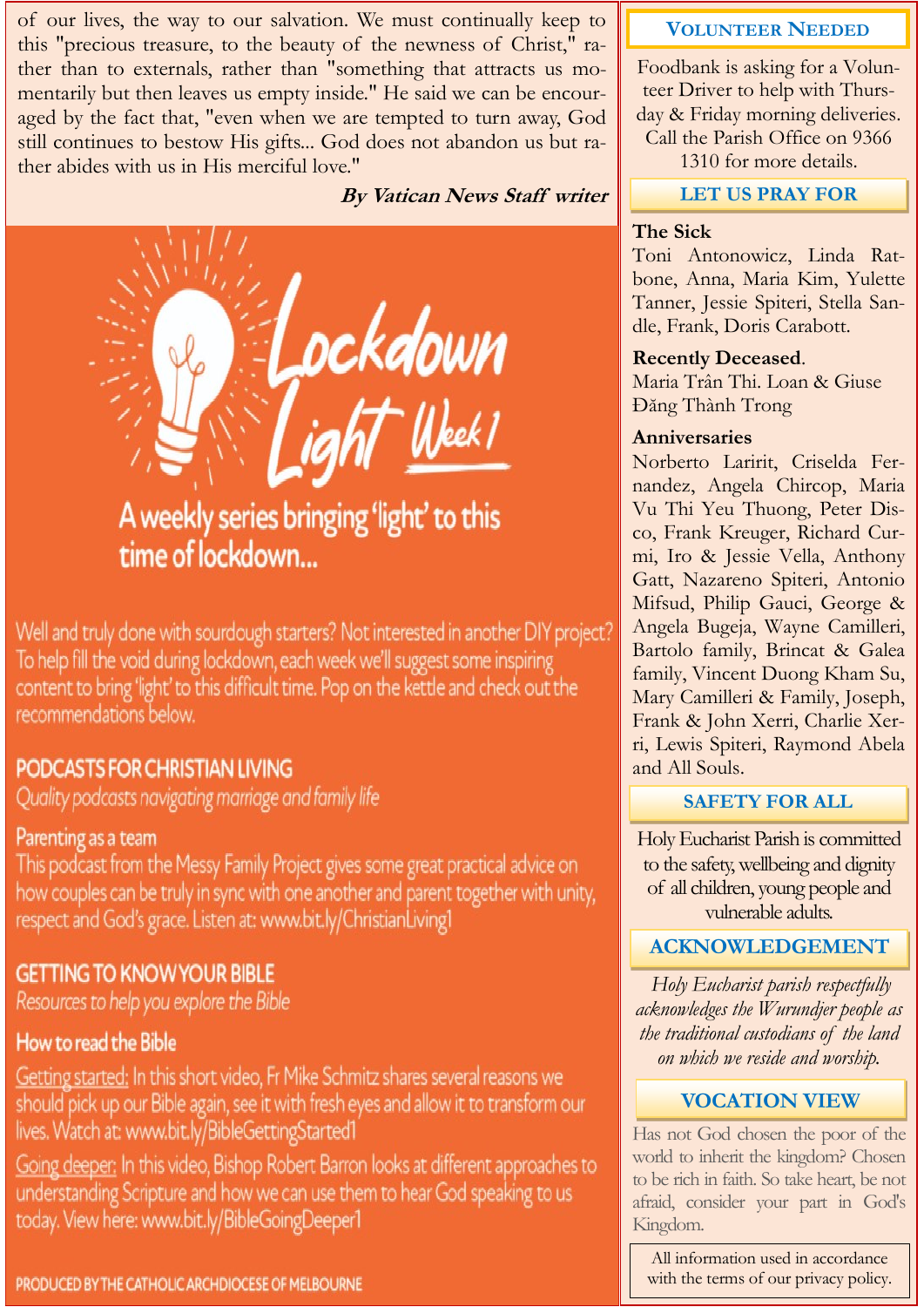of our lives, the way to our salvation. We must continually keep to this "precious treasure, to the beauty of the newness of Christ," rather than to externals, rather than "something that attracts us momentarily but then leaves us empty inside." He said we can be encouraged by the fact that, "even when we are tempted to turn away, God still continues to bestow His gifts... God does not abandon us but rather abides with us in His merciful love."

***By Vatican News Staff writer***

# Lockdown Light Week 1

A weekly series bringing 'light' to this time of lockdown...

Well and truly done with sourdough starters? Not interested in another DIY project? To help fill the void during lockdown, each week we'll suggest some inspiring content to bring 'light' to this difficult time. Pop on the kettle and check out the recommendations below.

## PODCASTS FOR CHRISTIAN LIVING

*Quality podcasts navigating marriage and family life*

### Parenting as a team

This podcast from the Messy Family Project gives some great practical advice on how couples can be truly in sync with one another and parent together with unity, respect and God's grace. Listen at: www.bit.ly/ChristianLiving1

## GETTING TO KNOW YOUR BIBLE

*Resources to help you explore the Bible*

### How to read the Bible

Getting started: In this short video, Fr Mike Schmitz shares several reasons we should pick up our Bible again, see it with fresh eyes and allow it to transform our lives. Watch at: www.bit.ly/BibleGettingStarted1

Going deeper: In this video, Bishop Robert Barron looks at different approaches to understanding Scripture and how we can use them to hear God speaking to us today. View here: www.bit.ly/BibleGoingDeeper1

PRODUCED BY THE CATHOLIC ARCHDIOCESE OF MELBOURNE

## VOLUNTEER NEEDED

Foodbank is asking for a Volunteer Driver to help with Thursday & Friday morning deliveries. Call the Parish Office on 9366 1310 for more details.

## LET US PRAY FOR

**The Sick**

Toni Antonowicz, Linda Ratbone, Anna, Maria Kim, Yulette Tanner, Jessie Spiteri, Stella Sandle, Frank, Doris Carabott.

**Recently Deceased**.

Maria Trân Thi. Loan & Giuse Đăng Thành Trong

**Anniversaries**

Norberto Laririt, Criselda Fernandez, Angela Chircop, Maria Vu Thi Yeu Thuong, Peter Disco, Frank Kreuger, Richard Curmi, Iro & Jessie Vella, Anthony Gatt, Nazareno Spiteri, Antonio Mifsud, Philip Gauci, George & Angela Bugeja, Wayne Camilleri, Bartolo family, Brincat & Galea family, Vincent Duong Kham Su, Mary Camilleri & Family, Joseph, Frank & John Xerri, Charlie Xerri, Lewis Spiteri, Raymond Abela and All Souls.

## SAFETY FOR ALL

Holy Eucharist Parish is committed to the safety, wellbeing and dignity of all children, young people and vulnerable adults.

## ACKNOWLEDGEMENT

*Holy Eucharist parish respectfully acknowledges the Wurundjer people as the traditional custodians of the land on which we reside and worship.*

## VOCATION VIEW

Has not God chosen the poor of the world to inherit the kingdom? Chosen to be rich in faith. So take heart, be not afraid, consider your part in God's Kingdom.

All information used in accordance with the terms of our privacy policy.